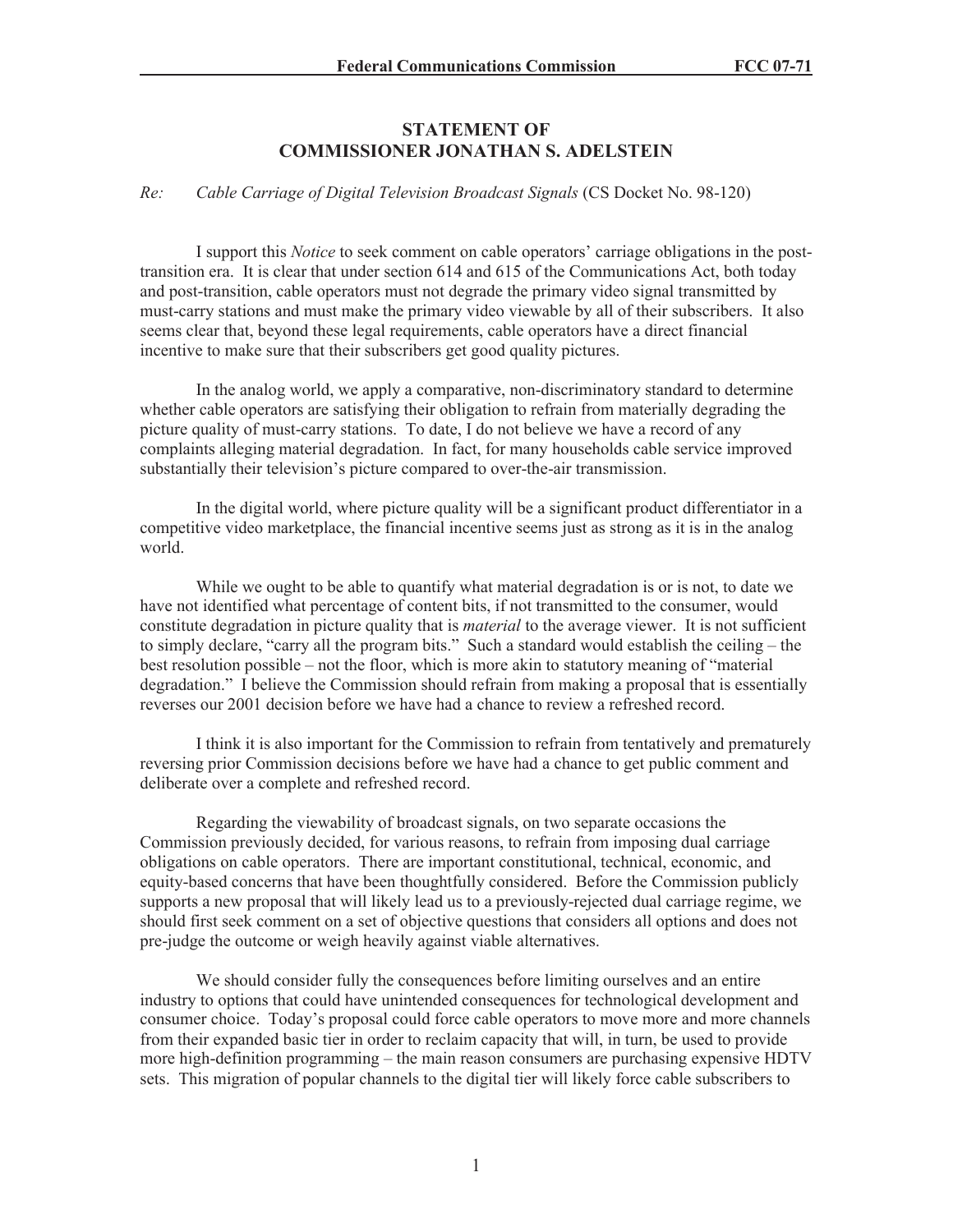## STATEMENT OF COMMISSIONER JONATHAN S. ADELSTEIN

*Re: Cable Carriage of Digital Television Broadcast Signals* (CS Docket No. 98-120)

I support this *Notice* to seek comment on cable operators' carriage obligations in the post-transition era. It is clear that under section 614 and 615 of the Communications Act, both today and post-transition, cable operators must not degrade the primary video signal transmitted by must-carry stations and must make the primary video viewable by all of their subscribers. It also seems clear that, beyond these legal requirements, cable operators have a direct financial incentive to make sure that their subscribers get good quality pictures.

In the analog world, we apply a comparative, non-discriminatory standard to determine whether cable operators are satisfying their obligation to refrain from materially degrading the picture quality of must-carry stations. To date, I do not believe we have a record of any complaints alleging material degradation. In fact, for many households cable service improved substantially their television's picture compared to over-the-air transmission.

In the digital world, where picture quality will be a significant product differentiator in a competitive video marketplace, the financial incentive seems just as strong as it is in the analog world.

While we ought to be able to quantify what material degradation is or is not, to date we have not identified what percentage of content bits, if not transmitted to the consumer, would constitute degradation in picture quality that is *material* to the average viewer. It is not sufficient to simply declare, "carry all the program bits." Such a standard would establish the ceiling – the best resolution possible – not the floor, which is more akin to statutory meaning of "material degradation." I believe the Commission should refrain from making a proposal that is essentially reverses our 2001 decision before we have had a chance to review a refreshed record.

I think it is also important for the Commission to refrain from tentatively and prematurely reversing prior Commission decisions before we have had a chance to get public comment and deliberate over a complete and refreshed record.

Regarding the viewability of broadcast signals, on two separate occasions the Commission previously decided, for various reasons, to refrain from imposing dual carriage obligations on cable operators. There are important constitutional, technical, economic, and equity-based concerns that have been thoughtfully considered. Before the Commission publicly supports a new proposal that will likely lead us to a previously-rejected dual carriage regime, we should first seek comment on a set of objective questions that considers all options and does not pre-judge the outcome or weigh heavily against viable alternatives.

We should consider fully the consequences before limiting ourselves and an entire industry to options that could have unintended consequences for technological development and consumer choice. Today's proposal could force cable operators to move more and more channels from their expanded basic tier in order to reclaim capacity that will, in turn, be used to provide more high-definition programming – the main reason consumers are purchasing expensive HDTV sets. This migration of popular channels to the digital tier will likely force cable subscribers to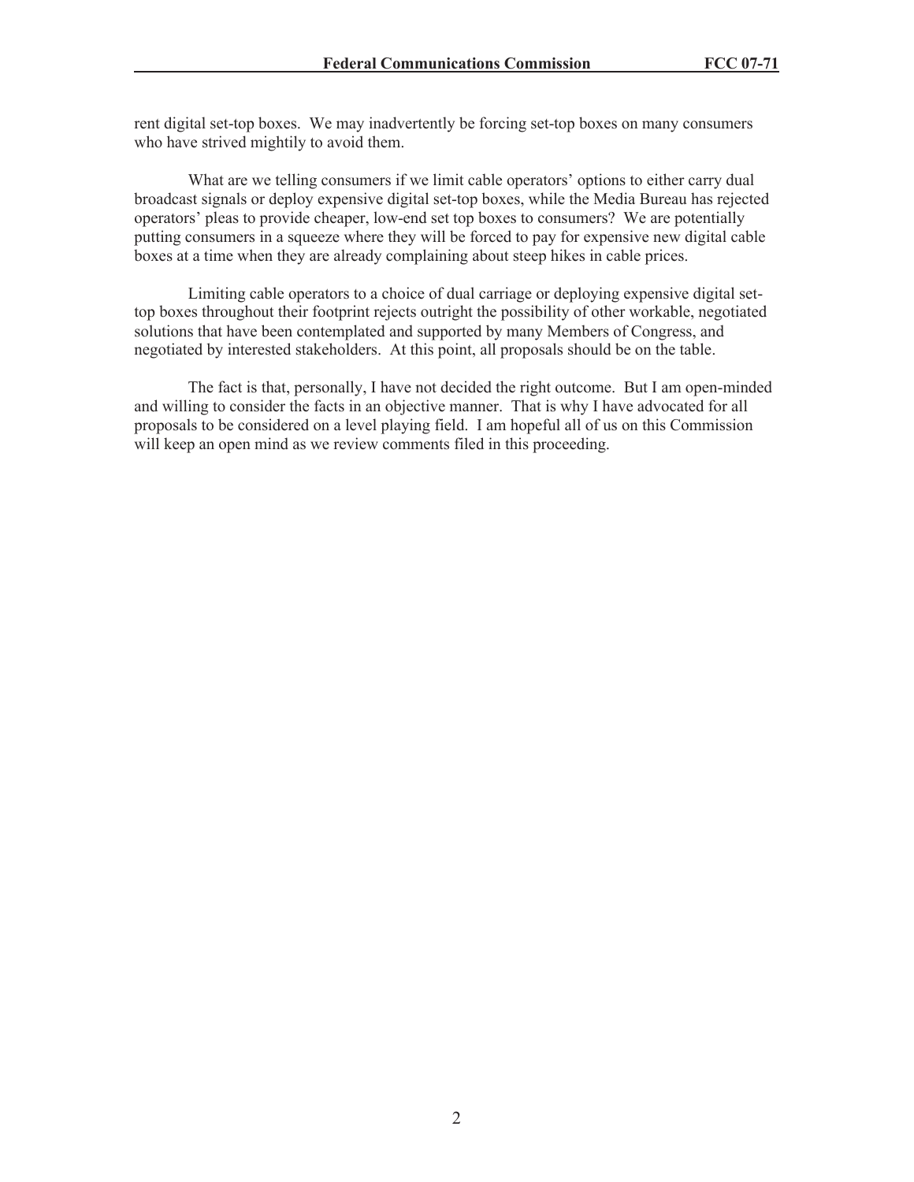rent digital set-top boxes. We may inadvertently be forcing set-top boxes on many consumers who have strived mightily to avoid them.

What are we telling consumers if we limit cable operators' options to either carry dual broadcast signals or deploy expensive digital set-top boxes, while the Media Bureau has rejected operators' pleas to provide cheaper, low-end set top boxes to consumers? We are potentially putting consumers in a squeeze where they will be forced to pay for expensive new digital cable boxes at a time when they are already complaining about steep hikes in cable prices.

Limiting cable operators to a choice of dual carriage or deploying expensive digital set-top boxes throughout their footprint rejects outright the possibility of other workable, negotiated solutions that have been contemplated and supported by many Members of Congress, and negotiated by interested stakeholders. At this point, all proposals should be on the table.

The fact is that, personally, I have not decided the right outcome. But I am open-minded and willing to consider the facts in an objective manner. That is why I have advocated for all proposals to be considered on a level playing field. I am hopeful all of us on this Commission will keep an open mind as we review comments filed in this proceeding.